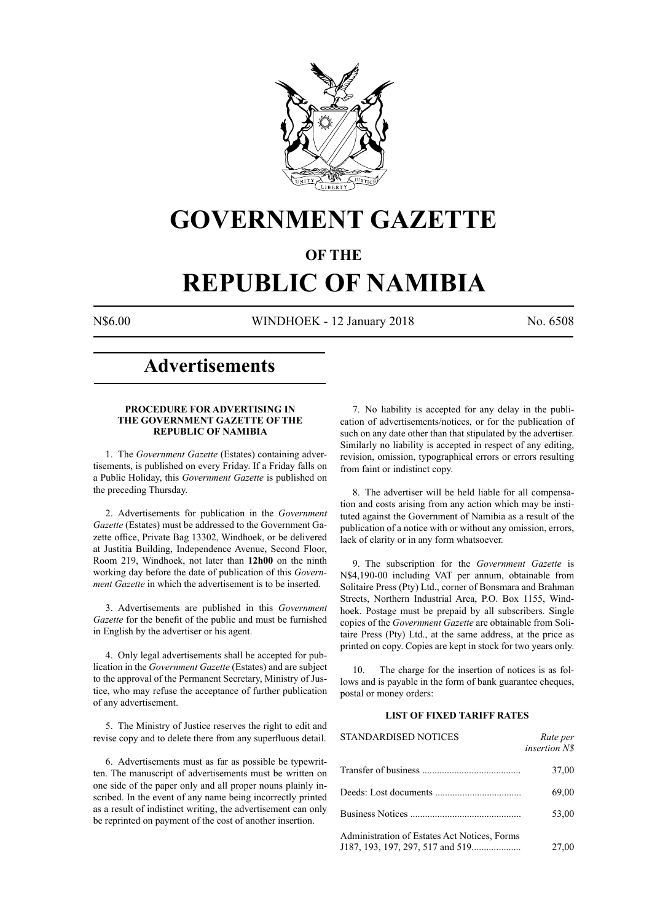# GOVERNMENT GAZETTE

## OF THE

# REPUBLIC OF NAMIBIA

N$6.00 WINDHOEK - 12 January 2018 No. 6508

# Advertisements

### PROCEDURE FOR ADVERTISING IN THE GOVERNMENT GAZETTE OF THE REPUBLIC OF NAMIBIA

1. The *Government Gazette* (Estates) containing advertisements, is published on every Friday. If a Friday falls on a Public Holiday, this *Government Gazette* is published on the preceding Thursday.

2. Advertisements for publication in the *Government Gazette* (Estates) must be addressed to the Government Gazette office, Private Bag 13302, Windhoek, or be delivered at Justitia Building, Independence Avenue, Second Floor, Room 219, Windhoek, not later than **12h00** on the ninth working day before the date of publication of this *Government Gazette* in which the advertisement is to be inserted.

3. Advertisements are published in this *Government Gazette* for the benefit of the public and must be furnished in English by the advertiser or his agent.

4. Only legal advertisements shall be accepted for publication in the *Government Gazette* (Estates) and are subject to the approval of the Permanent Secretary, Ministry of Justice, who may refuse the acceptance of further publication of any advertisement.

5. The Ministry of Justice reserves the right to edit and revise copy and to delete there from any superfluous detail.

6. Advertisements must as far as possible be typewritten. The manuscript of advertisements must be written on one side of the paper only and all proper nouns plainly inscribed. In the event of any name being incorrectly printed as a result of indistinct writing, the advertisement can only be reprinted on payment of the cost of another insertion.

7. No liability is accepted for any delay in the publication of advertisements/notices, or for the publication of such on any date other than that stipulated by the advertiser. Similarly no liability is accepted in respect of any editing, revision, omission, typographical errors or errors resulting from faint or indistinct copy.

8. The advertiser will be held liable for all compensation and costs arising from any action which may be instituted against the Government of Namibia as a result of the publication of a notice with or without any omission, errors, lack of clarity or in any form whatsoever.

9. The subscription for the *Government Gazette* is N$4,190-00 including VAT per annum, obtainable from Solitaire Press (Pty) Ltd., corner of Bonsmara and Brahman Streets, Northern Industrial Area, P.O. Box 1155, Windhoek. Postage must be prepaid by all subscribers. Single copies of the *Government Gazette* are obtainable from Solitaire Press (Pty) Ltd., at the same address, at the price as printed on copy. Copies are kept in stock for two years only.

10. The charge for the insertion of notices is as follows and is payable in the form of bank guarantee cheques, postal or money orders:

### LIST OF FIXED TARIFF RATES

| STANDARDISED NOTICES | *Rate per insertion N$* |
|---|---|
| Transfer of business | 37,00 |
| Deeds: Lost documents | 69,00 |
| Business Notices | 53,00 |
| Administration of Estates Act Notices, Forms J187, 193, 197, 297, 517 and 519 | 27,00 |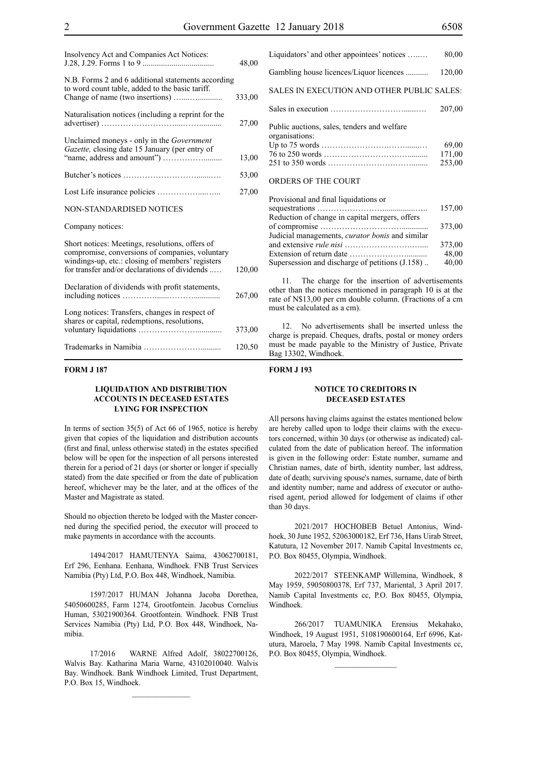| | |
|---|---|
| Insolvency Act and Companies Act Notices: J.28, J.29. Forms 1 to 9 | 48,00 |
| N.B. Forms 2 and 6 additional statements according to word count table, added to the basic tariff. Change of name (two insertions) | 333,00 |
| Naturalisation notices (including a reprint for the advertiser) | 27,00 |
| Unclaimed moneys - only in the *Government Gazette,* closing date 15 January (per entry of "name, address and amount") | 13,00 |
| Butcher's notices | 53,00 |
| Lost Life insurance policies | 27,00 |

NON-STANDARDISED NOTICES

Company notices:

| | |
|---|---|
| Short notices: Meetings, resolutions, offers of compromise, conversions of companies, voluntary windings-up, etc.: closing of members' registers for transfer and/or declarations of dividends | 120,00 |
| Declaration of dividends with profit statements, including notices | 267,00 |
| Long notices: Transfers, changes in respect of shares or capital, redemptions, resolutions, voluntary liquidations | 373,00 |
| Trademarks in Namibia | 120,50 |
| Liquidators' and other appointees' notices | 80,00 |
| Gambling house licences/Liquor licences | 120,00 |

SALES IN EXECUTION AND OTHER PUBLIC SALES:

| | |
|---|---|
| Sales in execution | 207,00 |
| Public auctions, sales, tenders and welfare organisations: | |
| Up to 75 words | 69,00 |
| 76 to 250 words | 171,00 |
| 251 to 350 words | 253,00 |

ORDERS OF THE COURT

| | |
|---|---|
| Provisional and final liquidations or sequestrations | 157,00 |
| Reduction of change in capital mergers, offers of compromise | 373,00 |
| Judicial managements, *curator bonis* and similar and extensive *rule nisi* | 373,00 |
| Extension of return date | 48,00 |
| Supersession and discharge of petitions (J.158) | 40,00 |

11. The charge for the insertion of advertisements other than the notices mentioned in paragraph 10 is at the rate of N$13,00 per cm double column. (Fractions of a cm must be calculated as a cm).

12. No advertisements shall be inserted unless the charge is prepaid. Cheques, drafts, postal or money orders must be made payable to the Ministry of Justice, Private Bag 13302, Windhoek.

**FORM J 187**

### LIQUIDATION AND DISTRIBUTION ACCOUNTS IN DECEASED ESTATES LYING FOR INSPECTION

In terms of section 35(5) of Act 66 of 1965, notice is hereby given that copies of the liquidation and distribution accounts (first and final, unless otherwise stated) in the estates specified below will be open for the inspection of all persons interested therein for a period of 21 days (or shorter or longer if specially stated) from the date specified or from the date of publication hereof, whichever may be the later, and at the offices of the Master and Magistrate as stated.

Should no objection thereto be lodged with the Master concerned during the specified period, the executor will proceed to make payments in accordance with the accounts.

1494/2017 HAMUTENYA Saima, 43062700181, Erf 296, Eenhana. Eenhana, Windhoek. FNB Trust Services Namibia (Pty) Ltd, P.O. Box 448, Windhoek, Namibia.

1597/2017 HUMAN Johanna Jacoba Dorethea, 54050600285, Farm 1274, Grootfontein. Jacobus Cornelius Human, 53021900364. Grootfontein. Windhoek. FNB Trust Services Namibia (Pty) Ltd, P.O. Box 448, Windhoek, Namibia.

17/2016 WARNE Alfred Adolf, 38022700126, Walvis Bay. Katharina Maria Warne, 43102010040. Walvis Bay. Windhoek. Bank Windhoek Limited, Trust Department, P.O. Box 15, Windhoek.

**FORM J 193**

### NOTICE TO CREDITORS IN DECEASED ESTATES

All persons having claims against the estates mentioned below are hereby called upon to lodge their claims with the executors concerned, within 30 days (or otherwise as indicated) calculated from the date of publication hereof. The information is given in the following order: Estate number, surname and Christian names, date of birth, identity number, last address, date of death; surviving spouse's names, surname, date of birth and identity number; name and address of executor or authorised agent, period allowed for lodgement of claims if other than 30 days.

2021/2017 HOCHOBEB Betuel Antonius, Windhoek, 30 June 1952, 52063000182, Erf 736, Hans Uirab Street, Katutura, 12 November 2017. Namib Capital Investments cc, P.O. Box 80455, Olympia, Windhoek.

2022/2017 STEENKAMP Willemina, Windhoek, 8 May 1959, 59050800378, Erf 737, Mariental, 3 April 2017. Namib Capital Investments cc, P.O. Box 80455, Olympia, Windhoek.

266/2017 TUAMUNIKA Erensius Mekahako, Windhoek, 19 August 1951, 5108190600164, Erf 6996, Katutura, Maroela, 7 May 1998. Namib Capital Investments cc, P.O. Box 80455, Olympia, Windhoek.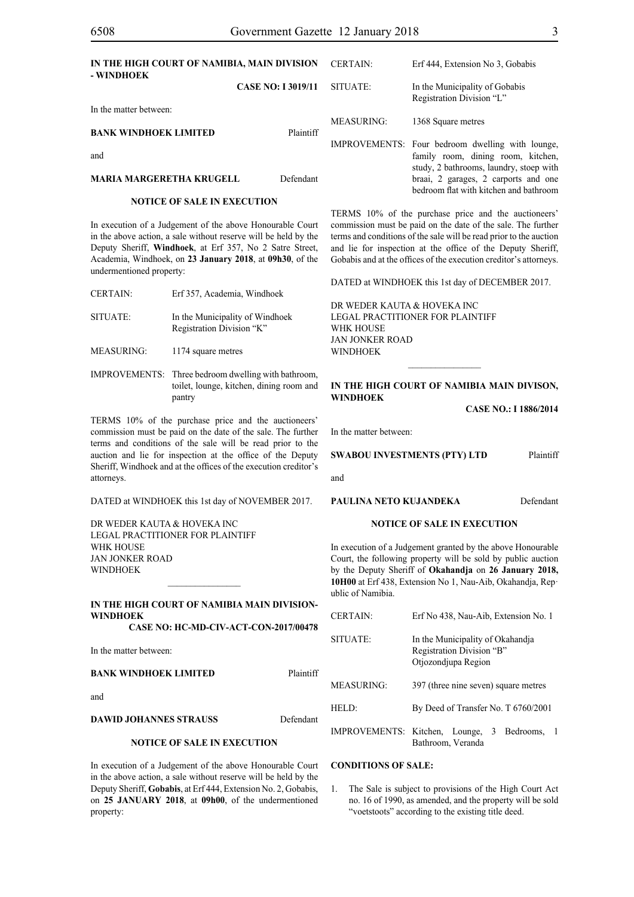**IN THE HIGH COURT OF NAMIBIA, MAIN DIVISION - WINDHOEK**

**CASE NO: I 3019/11**

In the matter between:

**BANK WINDHOEK LIMITED** Plaintiff

and

**MARIA MARGERETHA KRUGELL** Defendant

**NOTICE OF SALE IN EXECUTION**

In execution of a Judgement of the above Honourable Court in the above action, a sale without reserve will be held by the Deputy Sheriff, **Windhoek**, at Erf 357, No 2 Satre Street, Academia, Windhoek, on **23 January 2018**, at **09h30**, of the undermentioned property:

| | |
|---|---|
| CERTAIN: | Erf 357, Academia, Windhoek |
| SITUATE: | In the Municipality of Windhoek Registration Division "K" |
| MEASURING: | 1174 square metres |
| IMPROVEMENTS: | Three bedroom dwelling with bathroom, toilet, lounge, kitchen, dining room and pantry |

TERMS 10% of the purchase price and the auctioneers' commission must be paid on the date of the sale. The further terms and conditions of the sale will be read prior to the auction and lie for inspection at the office of the Deputy Sheriff, Windhoek and at the offices of the execution creditor's attorneys.

DATED at WINDHOEK this 1st day of NOVEMBER 2017.

DR WEDER KAUTA & HOVEKA INC
LEGAL PRACTITIONER FOR PLAINTIFF
WHK HOUSE
JAN JONKER ROAD
WINDHOEK

---

**IN THE HIGH COURT OF NAMIBIA MAIN DIVISION-WINDHOEK**

**CASE NO: HC-MD-CIV-ACT-CON-2017/00478**

In the matter between:

**BANK WINDHOEK LIMITED** Plaintiff

and

**DAWID JOHANNES STRAUSS** Defendant

**NOTICE OF SALE IN EXECUTION**

In execution of a Judgement of the above Honourable Court in the above action, a sale without reserve will be held by the Deputy Sheriff, **Gobabis**, at Erf 444, Extension No. 2, Gobabis, on **25 JANUARY 2018**, at **09h00**, of the undermentioned property:

| | |
|---|---|
| CERTAIN: | Erf 444, Extension No 3, Gobabis |
| SITUATE: | In the Municipality of Gobabis Registration Division "L" |
| MEASURING: | 1368 Square metres |
| IMPROVEMENTS: | Four bedroom dwelling with lounge, family room, dining room, kitchen, study, 2 bathrooms, laundry, stoep with braai, 2 garages, 2 carports and one bedroom flat with kitchen and bathroom |

TERMS 10% of the purchase price and the auctioneers' commission must be paid on the date of the sale. The further terms and conditions of the sale will be read prior to the auction and lie for inspection at the office of the Deputy Sheriff, Gobabis and at the offices of the execution creditor's attorneys.

DATED at WINDHOEK this 1st day of DECEMBER 2017.

DR WEDER KAUTA & HOVEKA INC
LEGAL PRACTITIONER FOR PLAINTIFF
WHK HOUSE
JAN JONKER ROAD
WINDHOEK

---

**IN THE HIGH COURT OF NAMIBIA MAIN DIVISON, WINDHOEK**

**CASE NO.: I 1886/2014**

In the matter between:

**SWABOU INVESTMENTS (PTY) LTD** Plaintiff

and

**PAULINA NETO KUJANDEKA** Defendant

**NOTICE OF SALE IN EXECUTION**

In execution of a Judgement granted by the above Honourable Court, the following property will be sold by public auction by the Deputy Sheriff of **Okahandja** on **26 January 2018, 10H00** at Erf 438, Extension No 1, Nau-Aib, Okahandja, Republic of Namibia.

| | |
|---|---|
| CERTAIN: | Erf No 438, Nau-Aib, Extension No. 1 |
| SITUATE: | In the Municipality of Okahandja Registration Division "B" Otjozondjupa Region |
| MEASURING: | 397 (three nine seven) square metres |
| HELD: | By Deed of Transfer No. T 6760/2001 |
| IMPROVEMENTS: | Kitchen, Lounge, 3 Bedrooms, 1 Bathroom, Veranda |

**CONDITIONS OF SALE:**

1. The Sale is subject to provisions of the High Court Act no. 16 of 1990, as amended, and the property will be sold "voetstoots" according to the existing title deed.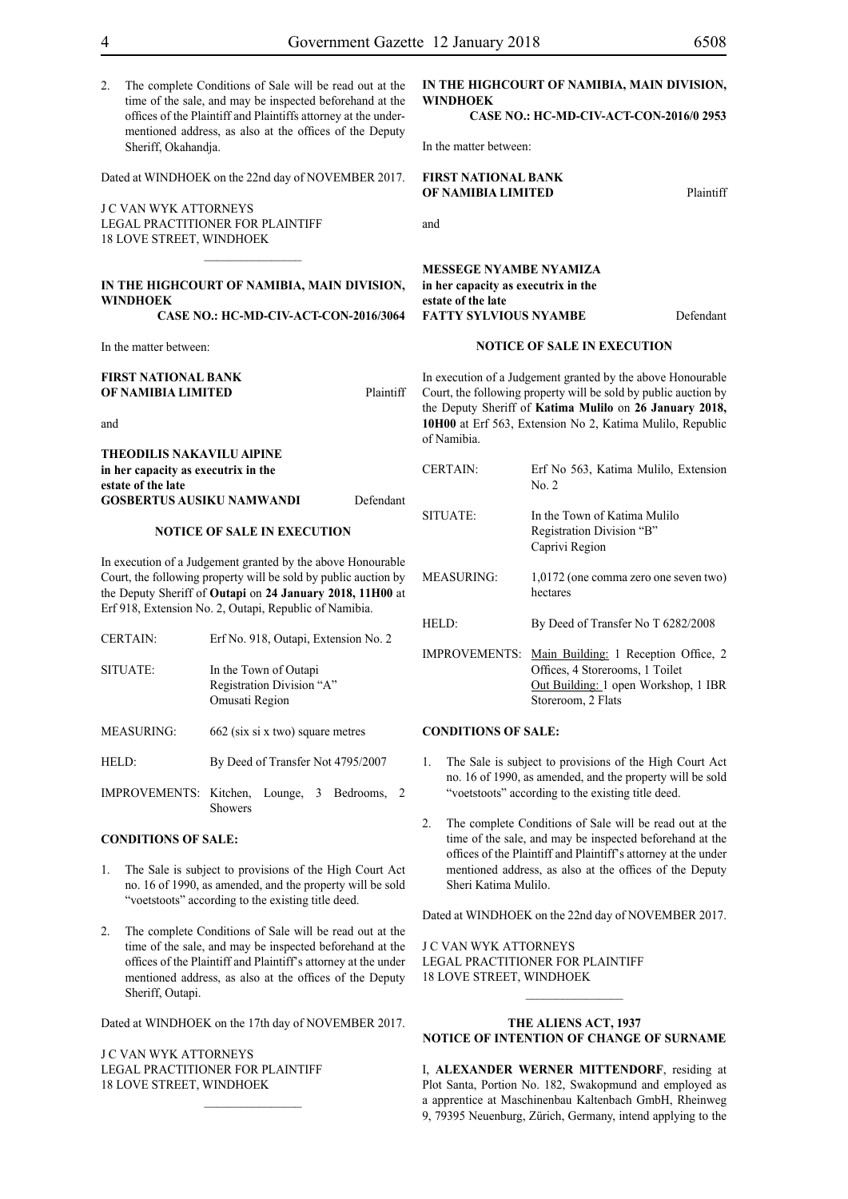2. The complete Conditions of Sale will be read out at the time of the sale, and may be inspected beforehand at the offices of the Plaintiff and Plaintiffs attorney at the under-mentioned address, as also at the offices of the Deputy Sheriff, Okahandja.

Dated at WINDHOEK on the 22nd day of NOVEMBER 2017.

J C VAN WYK ATTORNEYS
LEGAL PRACTITIONER FOR PLAINTIFF
18 LOVE STREET, WINDHOEK

---

**IN THE HIGHCOURT OF NAMIBIA, MAIN DIVISION, WINDHOEK**

**CASE NO.: HC-MD-CIV-ACT-CON-2016/3064**

In the matter between:

**FIRST NATIONAL BANK OF NAMIBIA LIMITED** Plaintiff

and

**THEODILIS NAKAVILU AlPINE in her capacity as executrix in the estate of the late GOSBERTUS AUSIKU NAMWANDI** Defendant

**NOTICE OF SALE IN EXECUTION**

In execution of a Judgement granted by the above Honourable Court, the following property will be sold by public auction by the Deputy Sheriff of **Outapi** on **24 January 2018, 11H00** at Erf 918, Extension No. 2, Outapi, Republic of Namibia.

| | |
|---|---|
| CERTAIN: | Erf No. 918, Outapi, Extension No. 2 |
| SITUATE: | In the Town of Outapi Registration Division "A" Omusati Region |
| MEASURING: | 662 (six si x two) square metres |
| HELD: | By Deed of Transfer Not 4795/2007 |
| IMPROVEMENTS: | Kitchen, Lounge, 3 Bedrooms, 2 Showers |

**CONDITIONS OF SALE:**

1. The Sale is subject to provisions of the High Court Act no. 16 of 1990, as amended, and the property will be sold "voetstoots" according to the existing title deed.

2. The complete Conditions of Sale will be read out at the time of the sale, and may be inspected beforehand at the offices of the Plaintiff and Plaintiff's attorney at the under mentioned address, as also at the offices of the Deputy Sheriff, Outapi.

Dated at WINDHOEK on the 17th day of NOVEMBER 2017.

J C VAN WYK ATTORNEYS
LEGAL PRACTITIONER FOR PLAINTIFF
18 LOVE STREET, WINDHOEK

---

**IN THE HIGHCOURT OF NAMIBIA, MAIN DIVISION, WINDHOEK**

**CASE NO.: HC-MD-CIV-ACT-CON-2016/0 2953**

In the matter between:

**FIRST NATIONAL BANK OF NAMIBIA LIMITED** Plaintiff

and

**MESSEGE NYAMBE NYAMIZA in her capacity as executrix in the estate of the late FATTY SYLVIOUS NYAMBE** Defendant

**NOTICE OF SALE IN EXECUTION**

In execution of a Judgement granted by the above Honourable Court, the following property will be sold by public auction by the Deputy Sheriff of **Katima Mulilo** on **26 January 2018, 10H00** at Erf 563, Extension No 2, Katima Mulilo, Republic of Namibia.

| | |
|---|---|
| CERTAIN: | Erf No 563, Katima Mulilo, Extension No. 2 |
| SITUATE: | In the Town of Katima Mulilo Registration Division "B" Caprivi Region |
| MEASURING: | 1,0172 (one comma zero one seven two) hectares |
| HELD: | By Deed of Transfer No T 6282/2008 |
| IMPROVEMENTS: | Main Building: 1 Reception Office, 2 Offices, 4 Storerooms, 1 Toilet Out Building: 1 open Workshop, 1 IBR Storeroom, 2 Flats |

**CONDITIONS OF SALE:**

1. The Sale is subject to provisions of the High Court Act no. 16 of 1990, as amended, and the property will be sold "voetstoots" according to the existing title deed.

2. The complete Conditions of Sale will be read out at the time of the sale, and may be inspected beforehand at the offices of the Plaintiff and Plaintiff's attorney at the under mentioned address, as also at the offices of the Deputy Sheri Katima Mulilo.

Dated at WINDHOEK on the 22nd day of NOVEMBER 2017.

J C VAN WYK ATTORNEYS
LEGAL PRACTITIONER FOR PLAINTIFF
18 LOVE STREET, WINDHOEK

---

**THE ALIENS ACT, 1937**
**NOTICE OF INTENTION OF CHANGE OF SURNAME**

I, **ALEXANDER WERNER MITTENDORF**, residing at Plot Santa, Portion No. 182, Swakopmund and employed as a apprentice at Maschinenbau Kaltenbach GmbH, Rheinweg 9, 79395 Neuenburg, Zürich, Germany, intend applying to the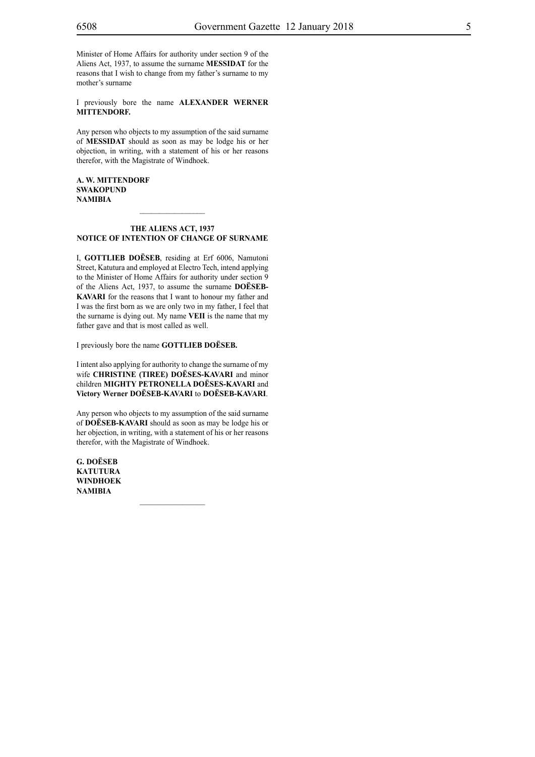Minister of Home Affairs for authority under section 9 of the Aliens Act, 1937, to assume the surname **MESSIDAT** for the reasons that I wish to change from my father's surname to my mother's surname

I previously bore the name **ALEXANDER WERNER MITTENDORF.**

Any person who objects to my assumption of the said surname of **MESSIDAT** should as soon as may be lodge his or her objection, in writing, with a statement of his or her reasons therefor, with the Magistrate of Windhoek.

**A. W. MITTENDORF**
**SWAKOPUND**
**NAMIBIA**

---

**THE ALIENS ACT, 1937**
**NOTICE OF INTENTION OF CHANGE OF SURNAME**

I, **GOTTLIEB DOËSEB**, residing at Erf 6006, Namutoni Street, Katutura and employed at Electro Tech, intend applying to the Minister of Home Affairs for authority under section 9 of the Aliens Act, 1937, to assume the surname **DOËSEB-KAVARI** for the reasons that I want to honour my father and I was the first born as we are only two in my father, I feel that the surname is dying out. My name **VEII** is the name that my father gave and that is most called as well.

I previously bore the name **GOTTLIEB DOËSEB.**

I intent also applying for authority to change the surname of my wife **CHRISTINE (TIREE) DOËSES-KAVARI** and minor children **MIGHTY PETRONELLA DOËSES-KAVARI** and **Victory Werner DOËSEB-KAVARI** to **DOËSEB-KAVARI**.

Any person who objects to my assumption of the said surname of **DOËSEB-KAVARI** should as soon as may be lodge his or her objection, in writing, with a statement of his or her reasons therefor, with the Magistrate of Windhoek.

**G. DOËSEB**
**KATUTURA**
**WINDHOEK**
**NAMIBIA**

---